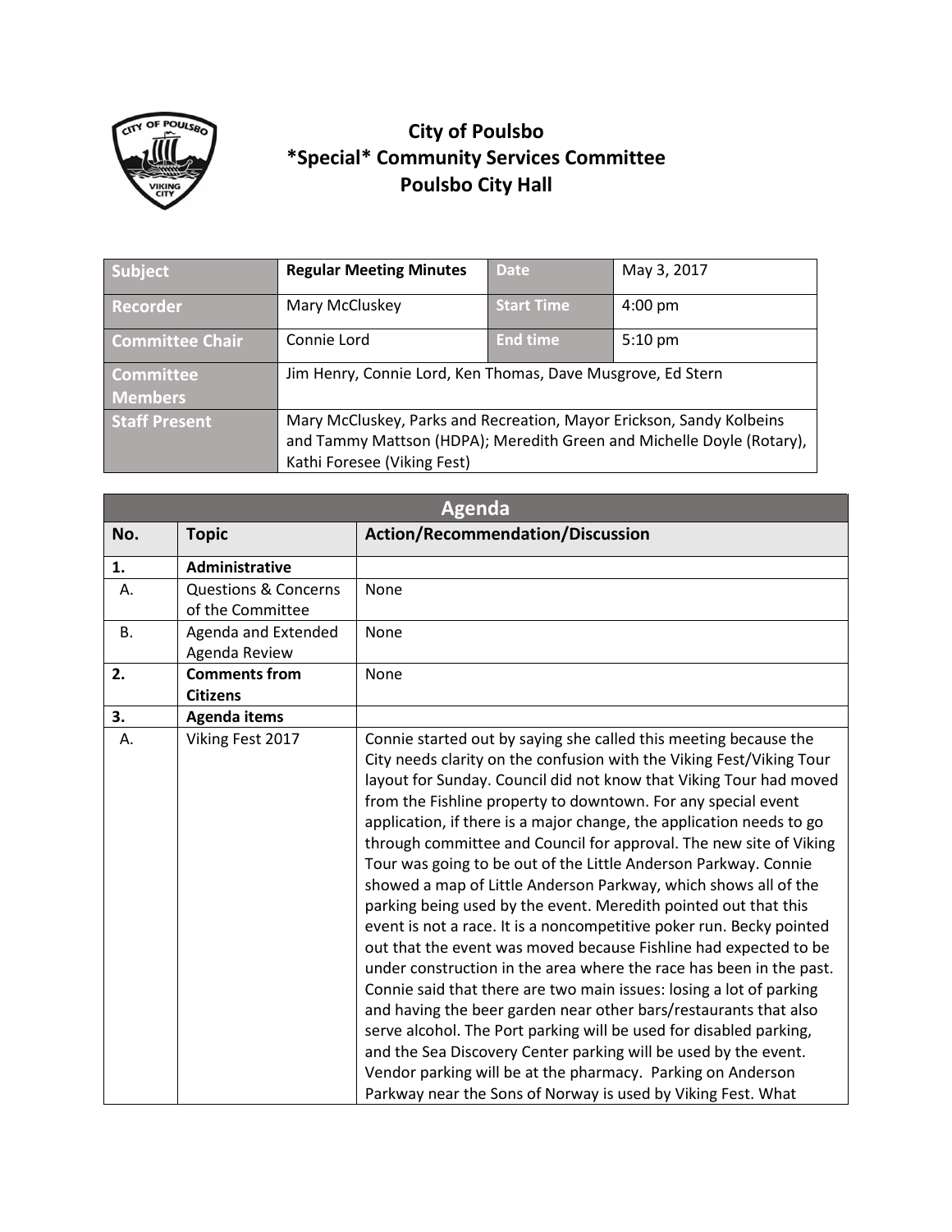# City of Poulsbo
## *Special* Community Services Committee
## Poulsbo City Hall

| Subject | Regular Meeting Minutes | Date | May 3, 2017 |
|---|---|---|---|
| Recorder | Mary McCluskey | Start Time | 4:00 pm |
| Committee Chair | Connie Lord | End time | 5:10 pm |
| Committee Members | Jim Henry, Connie Lord, Ken Thomas, Dave Musgrove, Ed Stern | | |
| Staff Present | Mary McCluskey, Parks and Recreation, Mayor Erickson, Sandy Kolbeins and Tammy Mattson (HDPA); Meredith Green and Michelle Doyle (Rotary), Kathi Foresee (Viking Fest) | | |

| Agenda | | |
|---|---|---|
| **No.** | **Topic** | **Action/Recommendation/Discussion** |
| **1.** | **Administrative** | |
| A. | Questions & Concerns of the Committee | None |
| B. | Agenda and Extended Agenda Review | None |
| **2.** | **Comments from Citizens** | None |
| **3.** | **Agenda items** | |
| A. | Viking Fest 2017 | Connie started out by saying she called this meeting because the City needs clarity on the confusion with the Viking Fest/Viking Tour layout for Sunday. Council did not know that Viking Tour had moved from the Fishline property to downtown. For any special event application, if there is a major change, the application needs to go through committee and Council for approval. The new site of Viking Tour was going to be out of the Little Anderson Parkway. Connie showed a map of Little Anderson Parkway, which shows all of the parking being used by the event. Meredith pointed out that this event is not a race. It is a noncompetitive poker run. Becky pointed out that the event was moved because Fishline had expected to be under construction in the area where the race has been in the past. Connie said that there are two main issues: losing a lot of parking and having the beer garden near other bars/restaurants that also serve alcohol. The Port parking will be used for disabled parking, and the Sea Discovery Center parking will be used by the event. Vendor parking will be at the pharmacy. Parking on Anderson Parkway near the Sons of Norway is used by Viking Fest. What |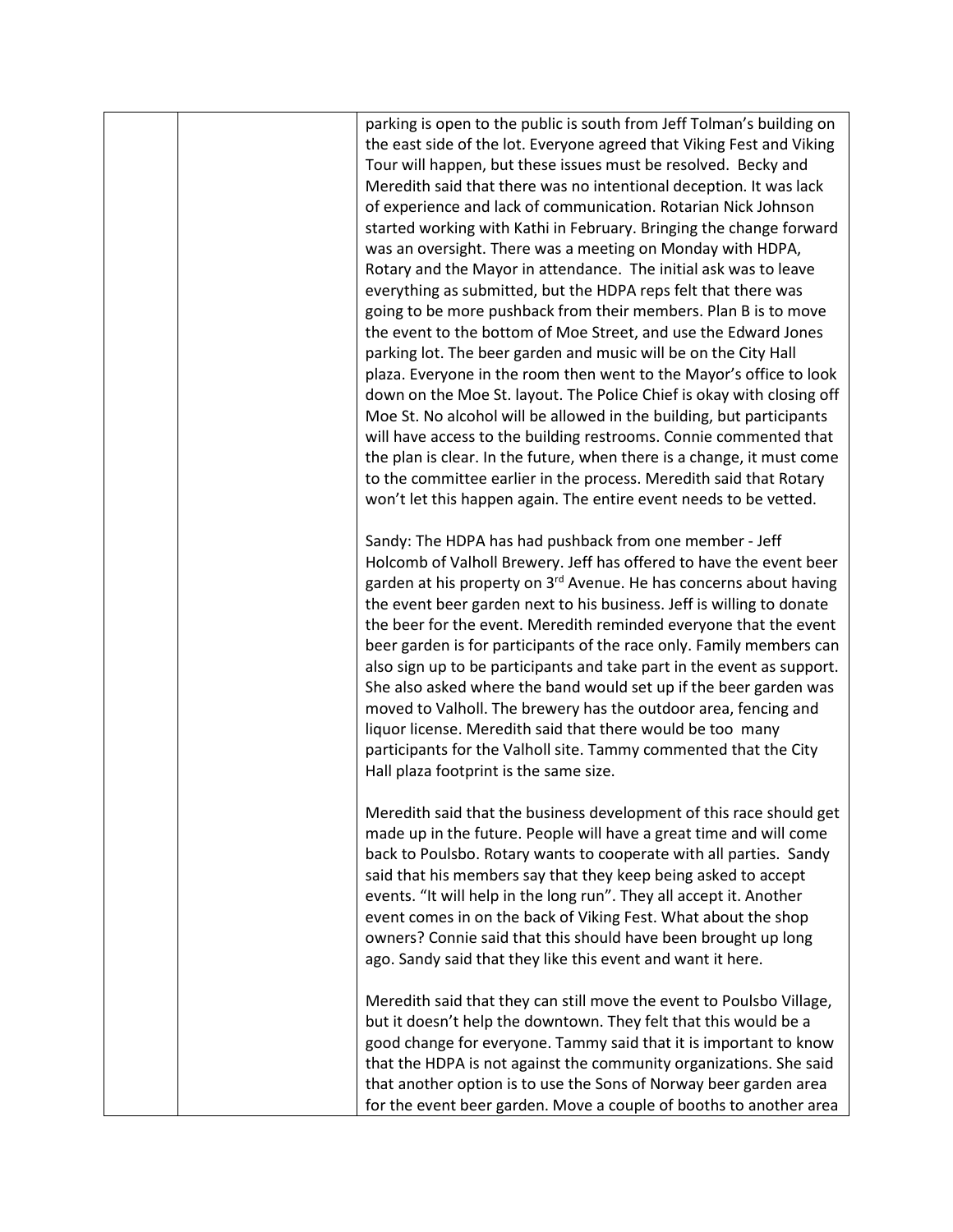| | | |
|---|---|---|
| | | parking is open to the public is south from Jeff Tolman's building on the east side of the lot. Everyone agreed that Viking Fest and Viking Tour will happen, but these issues must be resolved. Becky and Meredith said that there was no intentional deception. It was lack of experience and lack of communication. Rotarian Nick Johnson started working with Kathi in February. Bringing the change forward was an oversight. There was a meeting on Monday with HDPA, Rotary and the Mayor in attendance. The initial ask was to leave everything as submitted, but the HDPA reps felt that there was going to be more pushback from their members. Plan B is to move the event to the bottom of Moe Street, and use the Edward Jones parking lot. The beer garden and music will be on the City Hall plaza. Everyone in the room then went to the Mayor's office to look down on the Moe St. layout. The Police Chief is okay with closing off Moe St. No alcohol will be allowed in the building, but participants will have access to the building restrooms. Connie commented that the plan is clear. In the future, when there is a change, it must come to the committee earlier in the process. Meredith said that Rotary won't let this happen again. The entire event needs to be vetted.<br><br>Sandy: The HDPA has had pushback from one member - Jeff Holcomb of Valholl Brewery. Jeff has offered to have the event beer garden at his property on 3rd Avenue. He has concerns about having the event beer garden next to his business. Jeff is willing to donate the beer for the event. Meredith reminded everyone that the event beer garden is for participants of the race only. Family members can also sign up to be participants and take part in the event as support. She also asked where the band would set up if the beer garden was moved to Valholl. The brewery has the outdoor area, fencing and liquor license. Meredith said that there would be too many participants for the Valholl site. Tammy commented that the City Hall plaza footprint is the same size.<br><br>Meredith said that the business development of this race should get made up in the future. People will have a great time and will come back to Poulsbo. Rotary wants to cooperate with all parties. Sandy said that his members say that they keep being asked to accept events. "It will help in the long run". They all accept it. Another event comes in on the back of Viking Fest. What about the shop owners? Connie said that this should have been brought up long ago. Sandy said that they like this event and want it here.<br><br>Meredith said that they can still move the event to Poulsbo Village, but it doesn't help the downtown. They felt that this would be a good change for everyone. Tammy said that it is important to know that the HDPA is not against the community organizations. She said that another option is to use the Sons of Norway beer garden area for the event beer garden. Move a couple of booths to another area |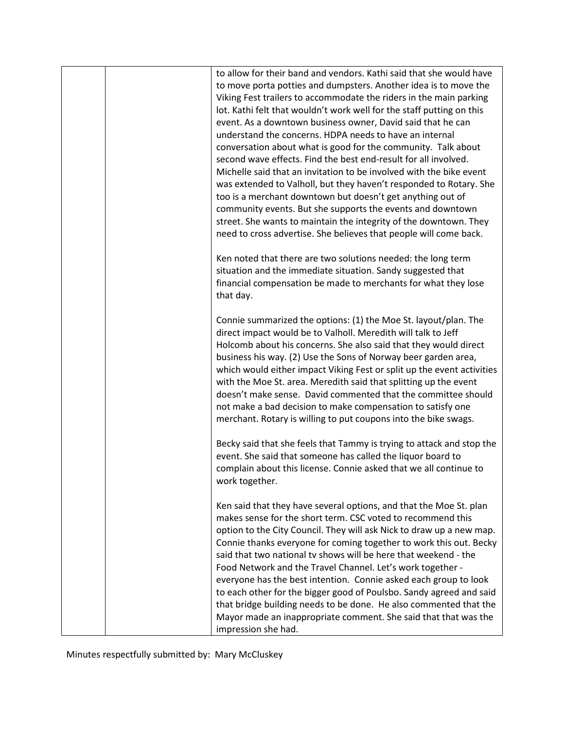| | | |
|---|---|---|
| | | to allow for their band and vendors. Kathi said that she would have to move porta potties and dumpsters. Another idea is to move the Viking Fest trailers to accommodate the riders in the main parking lot. Kathi felt that wouldn't work well for the staff putting on this event. As a downtown business owner, David said that he can understand the concerns. HDPA needs to have an internal conversation about what is good for the community. Talk about second wave effects. Find the best end-result for all involved. Michelle said that an invitation to be involved with the bike event was extended to Valholl, but they haven't responded to Rotary. She too is a merchant downtown but doesn't get anything out of community events. But she supports the events and downtown street. She wants to maintain the integrity of the downtown. They need to cross advertise. She believes that people will come back.<br><br>Ken noted that there are two solutions needed: the long term situation and the immediate situation. Sandy suggested that financial compensation be made to merchants for what they lose that day.<br><br>Connie summarized the options: (1) the Moe St. layout/plan. The direct impact would be to Valholl. Meredith will talk to Jeff Holcomb about his concerns. She also said that they would direct business his way. (2) Use the Sons of Norway beer garden area, which would either impact Viking Fest or split up the event activities with the Moe St. area. Meredith said that splitting up the event doesn't make sense. David commented that the committee should not make a bad decision to make compensation to satisfy one merchant. Rotary is willing to put coupons into the bike swags.<br><br>Becky said that she feels that Tammy is trying to attack and stop the event. She said that someone has called the liquor board to complain about this license. Connie asked that we all continue to work together.<br><br>Ken said that they have several options, and that the Moe St. plan makes sense for the short term. CSC voted to recommend this option to the City Council. They will ask Nick to draw up a new map. Connie thanks everyone for coming together to work this out. Becky said that two national tv shows will be here that weekend - the Food Network and the Travel Channel. Let's work together - everyone has the best intention. Connie asked each group to look to each other for the bigger good of Poulsbo. Sandy agreed and said that bridge building needs to be done. He also commented that the Mayor made an inappropriate comment. She said that that was the impression she had. |

Minutes respectfully submitted by: Mary McCluskey